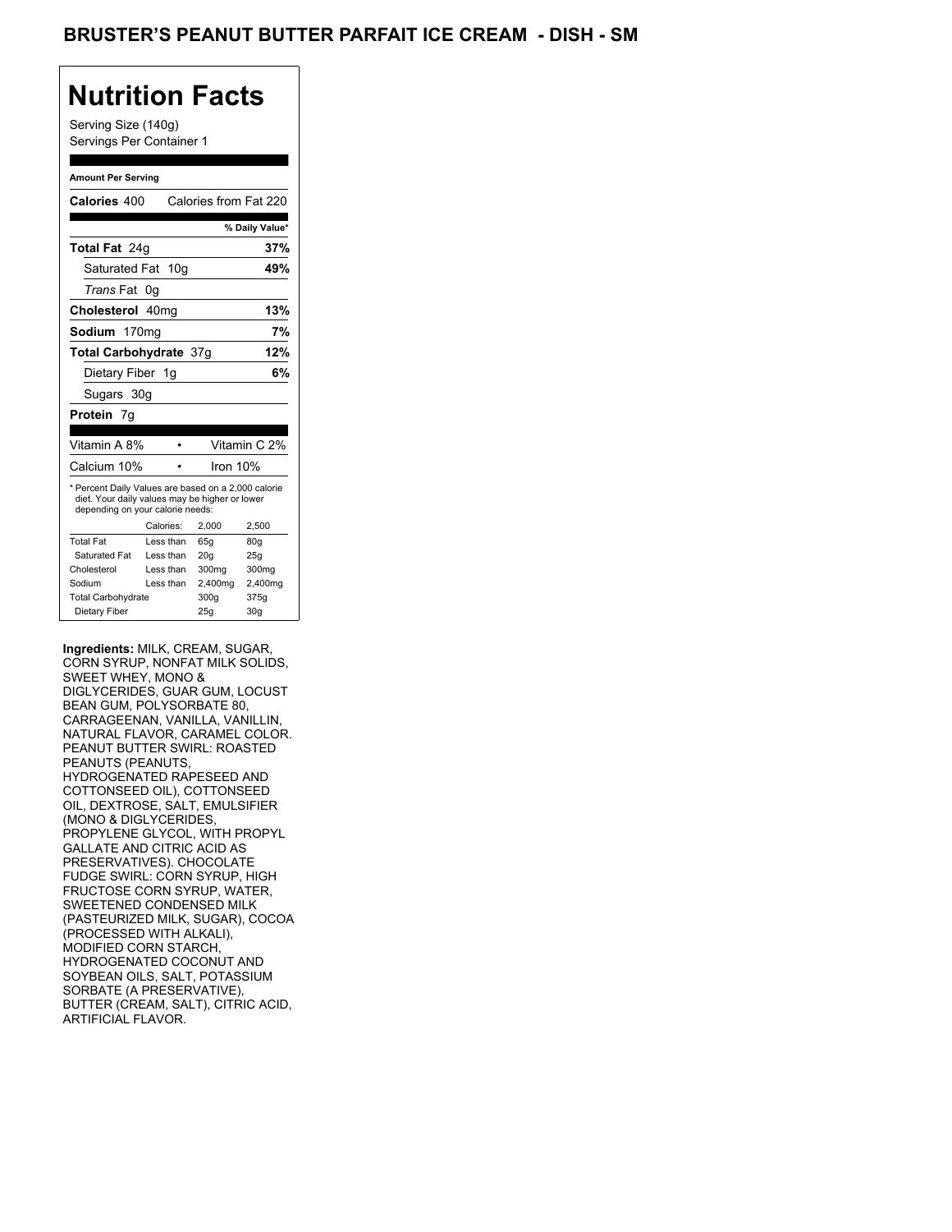# BRUSTER'S PEANUT BUTTER PARFAIT ICE CREAM - DISH - SM

## Nutrition Facts

Serving Size (140g)
Servings Per Container 1

**Amount Per Serving**

| | |
|---|---|
| **Calories** 400 | Calories from Fat 220 |
| | **% Daily Value*** |
| **Total Fat** 24g | **37%** |
| Saturated Fat 10g | **49%** |
| *Trans* Fat 0g | |
| **Cholesterol** 40mg | **13%** |
| **Sodium** 170mg | **7%** |
| **Total Carbohydrate** 37g | **12%** |
| Dietary Fiber 1g | **6%** |
| Sugars 30g | |
| **Protein** 7g | |

| | |
|---|---|
| Vitamin A 8% | Vitamin C 2% |
| Calcium 10% | Iron 10% |

* Percent Daily Values are based on a 2,000 calorie diet. Your daily values may be higher or lower depending on your calorie needs:

| | Calories: | 2,000 | 2,500 |
|---|---|---|---|
| Total Fat | Less than | 65g | 80g |
| Saturated Fat | Less than | 20g | 25g |
| Cholesterol | Less than | 300mg | 300mg |
| Sodium | Less than | 2,400mg | 2,400mg |
| Total Carbohydrate | | 300g | 375g |
| Dietary Fiber | | 25g | 30g |

**Ingredients:** MILK, CREAM, SUGAR, CORN SYRUP, NONFAT MILK SOLIDS, SWEET WHEY, MONO & DIGLYCERIDES, GUAR GUM, LOCUST BEAN GUM, POLYSORBATE 80, CARRAGEENAN, VANILLA, VANILLIN, NATURAL FLAVOR, CARAMEL COLOR. PEANUT BUTTER SWIRL: ROASTED PEANUTS (PEANUTS, HYDROGENATED RAPESEED AND COTTONSEED OIL), COTTONSEED OIL, DEXTROSE, SALT, EMULSIFIER (MONO & DIGLYCERIDES, PROPYLENE GLYCOL, WITH PROPYL GALLATE AND CITRIC ACID AS PRESERVATIVES). CHOCOLATE FUDGE SWIRL: CORN SYRUP, HIGH FRUCTOSE CORN SYRUP, WATER, SWEETENED CONDENSED MILK (PASTEURIZED MILK, SUGAR), COCOA (PROCESSED WITH ALKALI), MODIFIED CORN STARCH, HYDROGENATED COCONUT AND SOYBEAN OILS, SALT, POTASSIUM SORBATE (A PRESERVATIVE), BUTTER (CREAM, SALT), CITRIC ACID, ARTIFICIAL FLAVOR.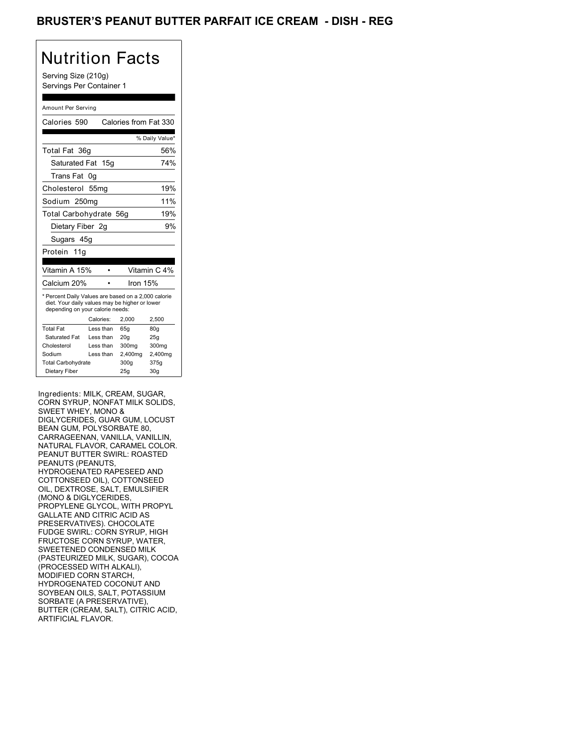# BRUSTER'S PEANUT BUTTER PARFAIT ICE CREAM - DISH - REG

## Nutrition Facts

Serving Size (210g)
Servings Per Container 1

Amount Per Serving

| | |
|---|---|
| Calories 590 | Calories from Fat 330 |
| | % Daily Value* |
| Total Fat 36g | 56% |
| Saturated Fat 15g | 74% |
| Trans Fat 0g | |
| Cholesterol 55mg | 19% |
| Sodium 250mg | 11% |
| Total Carbohydrate 56g | 19% |
| Dietary Fiber 2g | 9% |
| Sugars 45g | |
| Protein 11g | |

| | | |
|---|---|---|
| Vitamin A 15% | • | Vitamin C 4% |
| Calcium 20% | • | Iron 15% |

* Percent Daily Values are based on a 2,000 calorie diet. Your daily values may be higher or lower depending on your calorie needs:

| | Calories: | 2,000 | 2,500 |
|---|---|---|---|
| Total Fat | Less than | 65g | 80g |
| Saturated Fat | Less than | 20g | 25g |
| Cholesterol | Less than | 300mg | 300mg |
| Sodium | Less than | 2,400mg | 2,400mg |
| Total Carbohydrate | | 300g | 375g |
| Dietary Fiber | | 25g | 30g |

Ingredients: MILK, CREAM, SUGAR, CORN SYRUP, NONFAT MILK SOLIDS, SWEET WHEY, MONO & DIGLYCERIDES, GUAR GUM, LOCUST BEAN GUM, POLYSORBATE 80, CARRAGEENAN, VANILLA, VANILLIN, NATURAL FLAVOR, CARAMEL COLOR. PEANUT BUTTER SWIRL: ROASTED PEANUTS (PEANUTS, HYDROGENATED RAPESEED AND COTTONSEED OIL), COTTONSEED OIL, DEXTROSE, SALT, EMULSIFIER (MONO & DIGLYCERIDES, PROPYLENE GLYCOL, WITH PROPYL GALLATE AND CITRIC ACID AS PRESERVATIVES). CHOCOLATE FUDGE SWIRL: CORN SYRUP, HIGH FRUCTOSE CORN SYRUP, WATER, SWEETENED CONDENSED MILK (PASTEURIZED MILK, SUGAR), COCOA (PROCESSED WITH ALKALI), MODIFIED CORN STARCH, HYDROGENATED COCONUT AND SOYBEAN OILS, SALT, POTASSIUM SORBATE (A PRESERVATIVE), BUTTER (CREAM, SALT), CITRIC ACID, ARTIFICIAL FLAVOR.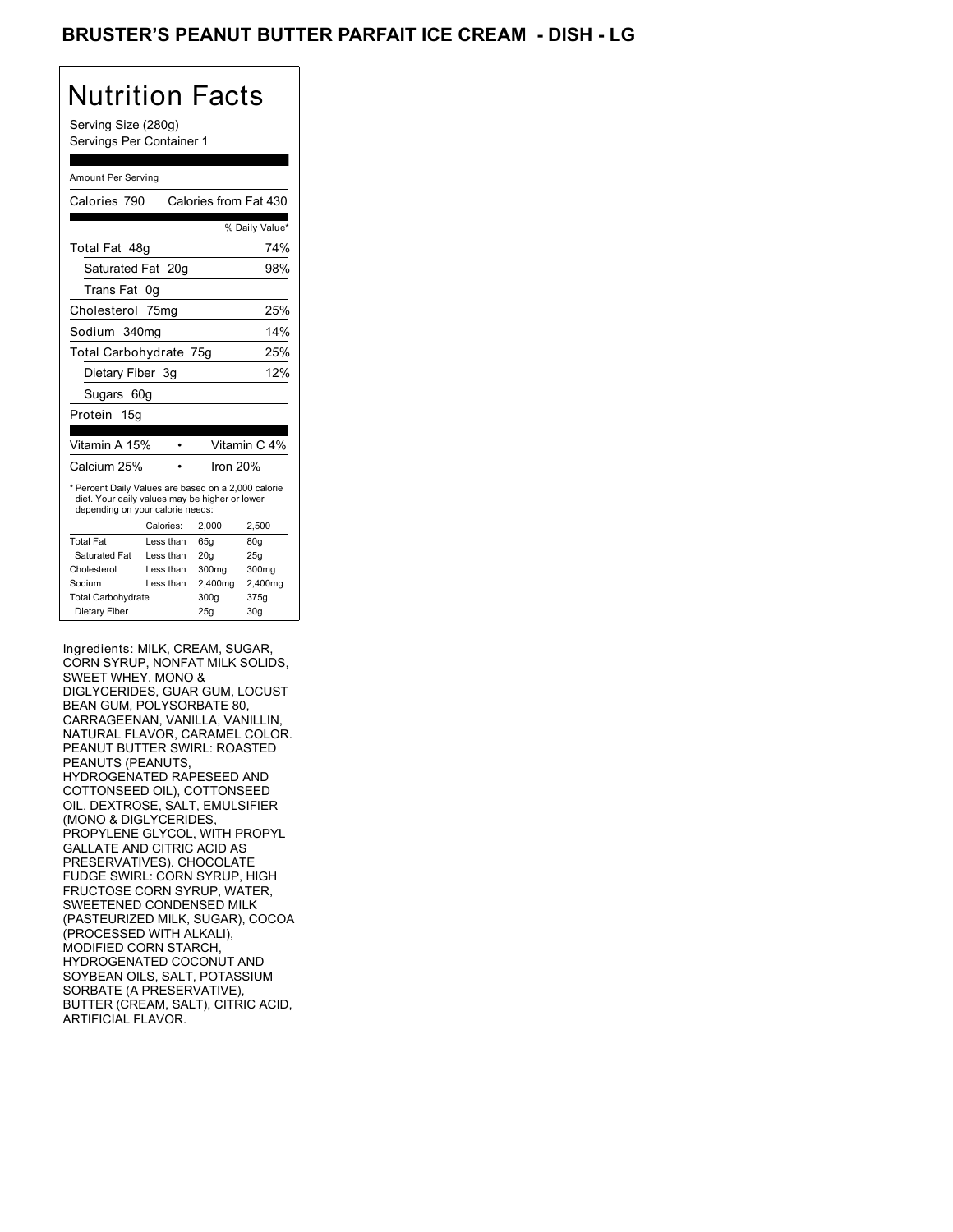# BRUSTER'S PEANUT BUTTER PARFAIT ICE CREAM - DISH - LG

## Nutrition Facts

Serving Size (280g)
Servings Per Container 1

Amount Per Serving

| | |
|---|---|
| Calories 790 | Calories from Fat 430 |
| | % Daily Value* |
| Total Fat 48g | 74% |
| Saturated Fat 20g | 98% |
| Trans Fat 0g | |
| Cholesterol 75mg | 25% |
| Sodium 340mg | 14% |
| Total Carbohydrate 75g | 25% |
| Dietary Fiber 3g | 12% |
| Sugars 60g | |
| Protein 15g | |

| | |
|---|---|
| Vitamin A 15% | Vitamin C 4% |
| Calcium 25% | Iron 20% |

* Percent Daily Values are based on a 2,000 calorie diet. Your daily values may be higher or lower depending on your calorie needs:

| | Calories: | 2,000 | 2,500 |
|---|---|---|---|
| Total Fat | Less than | 65g | 80g |
| Saturated Fat | Less than | 20g | 25g |
| Cholesterol | Less than | 300mg | 300mg |
| Sodium | Less than | 2,400mg | 2,400mg |
| Total Carbohydrate | | 300g | 375g |
| Dietary Fiber | | 25g | 30g |

Ingredients: MILK, CREAM, SUGAR, CORN SYRUP, NONFAT MILK SOLIDS, SWEET WHEY, MONO & DIGLYCERIDES, GUAR GUM, LOCUST BEAN GUM, POLYSORBATE 80, CARRAGEENAN, VANILLA, VANILLIN, NATURAL FLAVOR, CARAMEL COLOR. PEANUT BUTTER SWIRL: ROASTED PEANUTS (PEANUTS, HYDROGENATED RAPESEED AND COTTONSEED OIL), COTTONSEED OIL, DEXTROSE, SALT, EMULSIFIER (MONO & DIGLYCERIDES, PROPYLENE GLYCOL, WITH PROPYL GALLATE AND CITRIC ACID AS PRESERVATIVES). CHOCOLATE FUDGE SWIRL: CORN SYRUP, HIGH FRUCTOSE CORN SYRUP, WATER, SWEETENED CONDENSED MILK (PASTEURIZED MILK, SUGAR), COCOA (PROCESSED WITH ALKALI), MODIFIED CORN STARCH, HYDROGENATED COCONUT AND SOYBEAN OILS, SALT, POTASSIUM SORBATE (A PRESERVATIVE), BUTTER (CREAM, SALT), CITRIC ACID, ARTIFICIAL FLAVOR.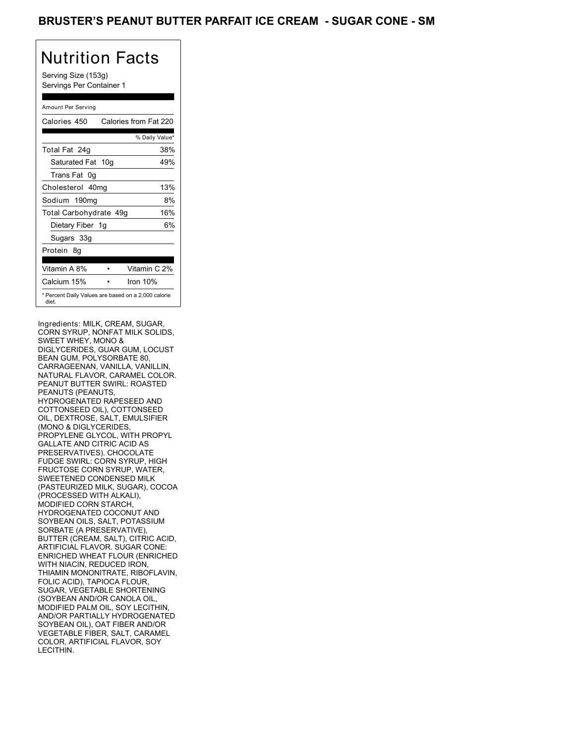# BRUSTER'S PEANUT BUTTER PARFAIT ICE CREAM - SUGAR CONE - SM

## Nutrition Facts

Serving Size (153g)
Servings Per Container 1

Amount Per Serving

| Calories 450 | Calories from Fat 220 |
| --- | --- |
| | % Daily Value* |
| Total Fat 24g | 38% |
| Saturated Fat 10g | 49% |
| Trans Fat 0g | |
| Cholesterol 40mg | 13% |
| Sodium 190mg | 8% |
| Total Carbohydrate 49g | 16% |
| Dietary Fiber 1g | 6% |
| Sugars 33g | |
| Protein 8g | |
| Vitamin A 8% | Vitamin C 2% |
| Calcium 15% | Iron 10% |

* Percent Daily Values are based on a 2,000 calorie diet.

Ingredients: MILK, CREAM, SUGAR, CORN SYRUP, NONFAT MILK SOLIDS, SWEET WHEY, MONO & DIGLYCERIDES, GUAR GUM, LOCUST BEAN GUM, POLYSORBATE 80, CARRAGEENAN, VANILLA, VANILLIN, NATURAL FLAVOR, CARAMEL COLOR. PEANUT BUTTER SWIRL: ROASTED PEANUTS (PEANUTS, HYDROGENATED RAPESEED AND COTTONSEED OIL), COTTONSEED OIL, DEXTROSE, SALT, EMULSIFIER (MONO & DIGLYCERIDES, PROPYLENE GLYCOL, WITH PROPYL GALLATE AND CITRIC ACID AS PRESERVATIVES). CHOCOLATE FUDGE SWIRL: CORN SYRUP, HIGH FRUCTOSE CORN SYRUP, WATER, SWEETENED CONDENSED MILK (PASTEURIZED MILK, SUGAR), COCOA (PROCESSED WITH ALKALI), MODIFIED CORN STARCH, HYDROGENATED COCONUT AND SOYBEAN OILS, SALT, POTASSIUM SORBATE (A PRESERVATIVE), BUTTER (CREAM, SALT), CITRIC ACID, ARTIFICIAL FLAVOR. SUGAR CONE: ENRICHED WHEAT FLOUR (ENRICHED WITH NIACIN, REDUCED IRON, THIAMIN MONONITRATE, RIBOFLAVIN, FOLIC ACID), TAPIOCA FLOUR, SUGAR, VEGETABLE SHORTENING (SOYBEAN AND/OR CANOLA OIL, MODIFIED PALM OIL, SOY LECITHIN, AND/OR PARTIALLY HYDROGENATED SOYBEAN OIL), OAT FIBER AND/OR VEGETABLE FIBER, SALT, CARAMEL COLOR, ARTIFICIAL FLAVOR, SOY LECITHIN.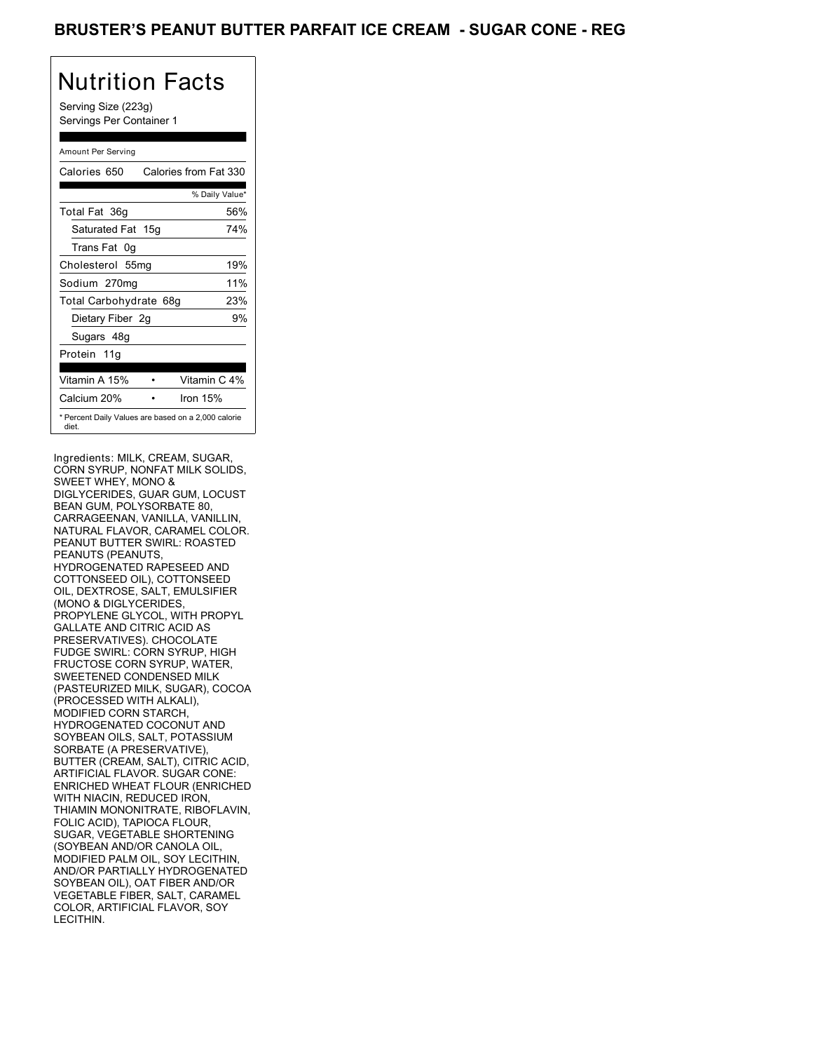# BRUSTER'S PEANUT BUTTER PARFAIT ICE CREAM - SUGAR CONE - REG

## Nutrition Facts

Serving Size (223g)
Servings Per Container 1

| Amount Per Serving | |
| --- | --- |
| Calories 650 | Calories from Fat 330 |
| | % Daily Value* |
| Total Fat 36g | 56% |
| Saturated Fat 15g | 74% |
| Trans Fat 0g | |
| Cholesterol 55mg | 19% |
| Sodium 270mg | 11% |
| Total Carbohydrate 68g | 23% |
| Dietary Fiber 2g | 9% |
| Sugars 48g | |
| Protein 11g | |
| Vitamin A 15% | Vitamin C 4% |
| Calcium 20% | Iron 15% |

\* Percent Daily Values are based on a 2,000 calorie diet.

Ingredients: MILK, CREAM, SUGAR, CORN SYRUP, NONFAT MILK SOLIDS, SWEET WHEY, MONO & DIGLYCERIDES, GUAR GUM, LOCUST BEAN GUM, POLYSORBATE 80, CARRAGEENAN, VANILLA, VANILLIN, NATURAL FLAVOR, CARAMEL COLOR. PEANUT BUTTER SWIRL: ROASTED PEANUTS (PEANUTS, HYDROGENATED RAPESEED AND COTTONSEED OIL), COTTONSEED OIL, DEXTROSE, SALT, EMULSIFIER (MONO & DIGLYCERIDES, PROPYLENE GLYCOL, WITH PROPYL GALLATE AND CITRIC ACID AS PRESERVATIVES). CHOCOLATE FUDGE SWIRL: CORN SYRUP, HIGH FRUCTOSE CORN SYRUP, WATER, SWEETENED CONDENSED MILK (PASTEURIZED MILK, SUGAR), COCOA (PROCESSED WITH ALKALI), MODIFIED CORN STARCH, HYDROGENATED COCONUT AND SOYBEAN OILS, SALT, POTASSIUM SORBATE (A PRESERVATIVE), BUTTER (CREAM, SALT), CITRIC ACID, ARTIFICIAL FLAVOR. SUGAR CONE: ENRICHED WHEAT FLOUR (ENRICHED WITH NIACIN, REDUCED IRON, THIAMIN MONONITRATE, RIBOFLAVIN, FOLIC ACID), TAPIOCA FLOUR, SUGAR, VEGETABLE SHORTENING (SOYBEAN AND/OR CANOLA OIL, MODIFIED PALM OIL, SOY LECITHIN, AND/OR PARTIALLY HYDROGENATED SOYBEAN OIL), OAT FIBER AND/OR VEGETABLE FIBER, SALT, CARAMEL COLOR, ARTIFICIAL FLAVOR, SOY LECITHIN.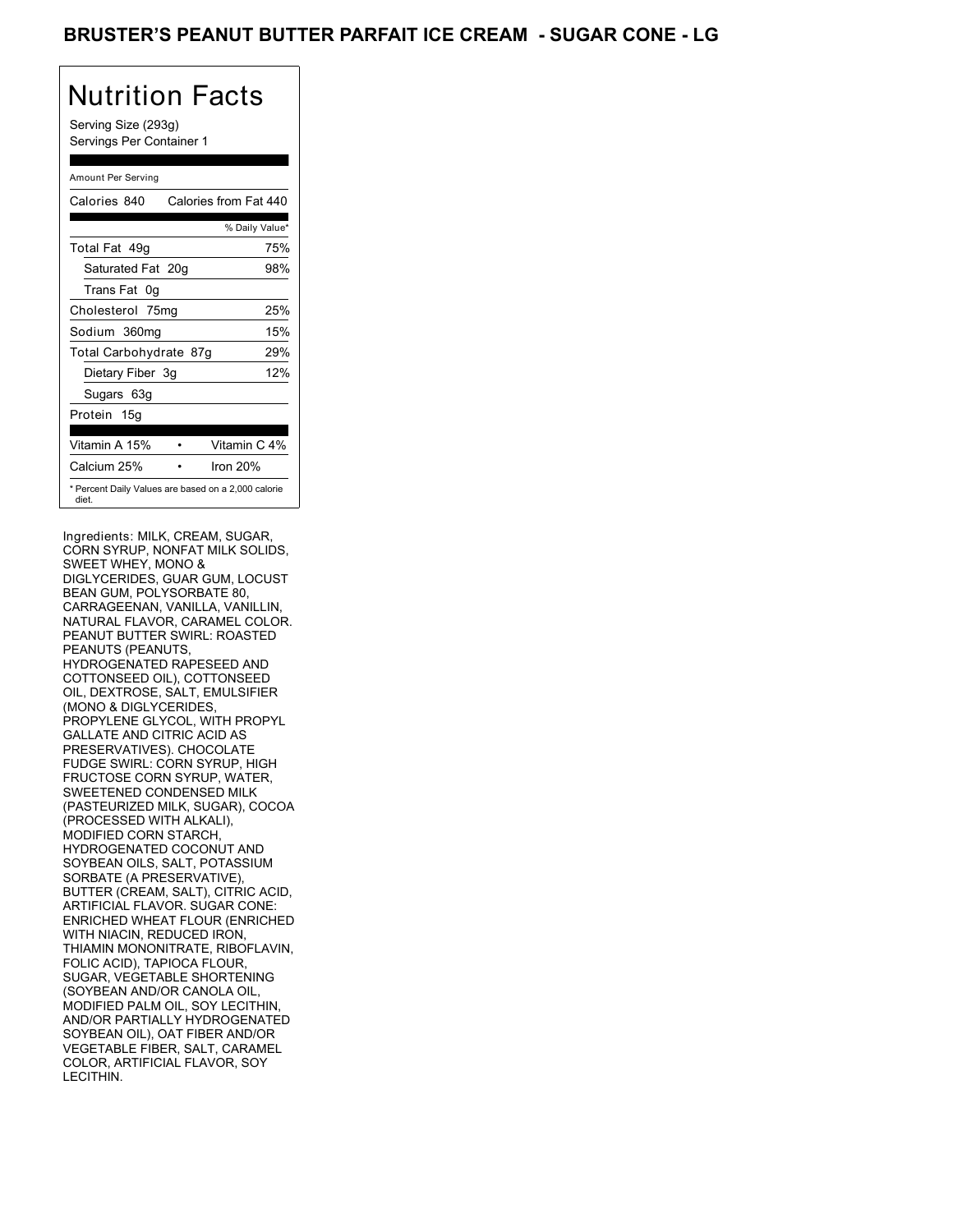# BRUSTER'S PEANUT BUTTER PARFAIT ICE CREAM - SUGAR CONE - LG

## Nutrition Facts

Serving Size (293g)
Servings Per Container 1

Amount Per Serving

| Calories 840 | Calories from Fat 440 |
|---|---|
| | % Daily Value* |
| Total Fat 49g | 75% |
| Saturated Fat 20g | 98% |
| Trans Fat 0g | |
| Cholesterol 75mg | 25% |
| Sodium 360mg | 15% |
| Total Carbohydrate 87g | 29% |
| Dietary Fiber 3g | 12% |
| Sugars 63g | |
| Protein 15g | |
| Vitamin A 15% | Vitamin C 4% |
| Calcium 25% | Iron 20% |

* Percent Daily Values are based on a 2,000 calorie diet.

Ingredients: MILK, CREAM, SUGAR, CORN SYRUP, NONFAT MILK SOLIDS, SWEET WHEY, MONO & DIGLYCERIDES, GUAR GUM, LOCUST BEAN GUM, POLYSORBATE 80, CARRAGEENAN, VANILLA, VANILLIN, NATURAL FLAVOR, CARAMEL COLOR. PEANUT BUTTER SWIRL: ROASTED PEANUTS (PEANUTS, HYDROGENATED RAPESEED AND COTTONSEED OIL), COTTONSEED OIL, DEXTROSE, SALT, EMULSIFIER (MONO & DIGLYCERIDES, PROPYLENE GLYCOL, WITH PROPYL GALLATE AND CITRIC ACID AS PRESERVATIVES). CHOCOLATE FUDGE SWIRL: CORN SYRUP, HIGH FRUCTOSE CORN SYRUP, WATER, SWEETENED CONDENSED MILK (PASTEURIZED MILK, SUGAR), COCOA (PROCESSED WITH ALKALI), MODIFIED CORN STARCH, HYDROGENATED COCONUT AND SOYBEAN OILS, SALT, POTASSIUM SORBATE (A PRESERVATIVE), BUTTER (CREAM, SALT), CITRIC ACID, ARTIFICIAL FLAVOR. SUGAR CONE: ENRICHED WHEAT FLOUR (ENRICHED WITH NIACIN, REDUCED IRON, THIAMIN MONONITRATE, RIBOFLAVIN, FOLIC ACID), TAPIOCA FLOUR, SUGAR, VEGETABLE SHORTENING (SOYBEAN AND/OR CANOLA OIL, MODIFIED PALM OIL, SOY LECITHIN, AND/OR PARTIALLY HYDROGENATED SOYBEAN OIL), OAT FIBER AND/OR VEGETABLE FIBER, SALT, CARAMEL COLOR, ARTIFICIAL FLAVOR, SOY LECITHIN.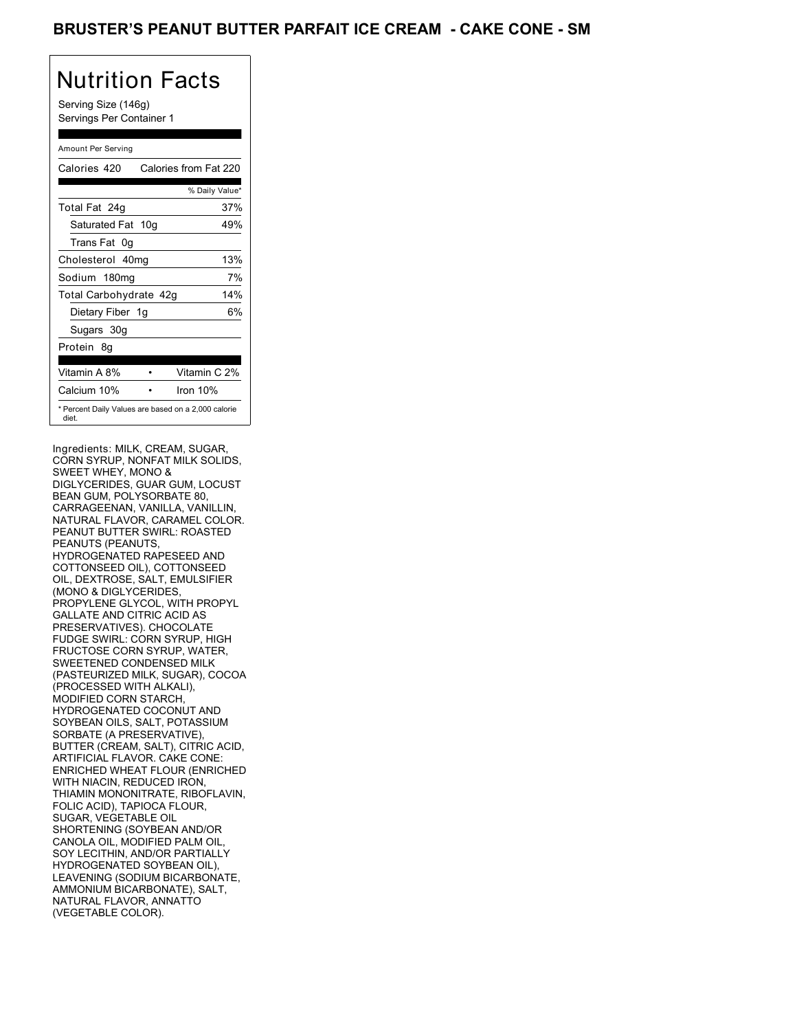# BRUSTER'S PEANUT BUTTER PARFAIT ICE CREAM - CAKE CONE - SM

## Nutrition Facts

Serving Size (146g)
Servings Per Container 1

Amount Per Serving

| | |
|---|---|
| Calories 420 | Calories from Fat 220 |
| | % Daily Value* |
| Total Fat 24g | 37% |
| Saturated Fat 10g | 49% |
| Trans Fat 0g | |
| Cholesterol 40mg | 13% |
| Sodium 180mg | 7% |
| Total Carbohydrate 42g | 14% |
| Dietary Fiber 1g | 6% |
| Sugars 30g | |
| Protein 8g | |
| Vitamin A 8% | Vitamin C 2% |
| Calcium 10% | Iron 10% |

* Percent Daily Values are based on a 2,000 calorie diet.

Ingredients: MILK, CREAM, SUGAR, CORN SYRUP, NONFAT MILK SOLIDS, SWEET WHEY, MONO & DIGLYCERIDES, GUAR GUM, LOCUST BEAN GUM, POLYSORBATE 80, CARRAGEENAN, VANILLA, VANILLIN, NATURAL FLAVOR, CARAMEL COLOR. PEANUT BUTTER SWIRL: ROASTED PEANUTS (PEANUTS, HYDROGENATED RAPESEED AND COTTONSEED OIL), COTTONSEED OIL, DEXTROSE, SALT, EMULSIFIER (MONO & DIGLYCERIDES, PROPYLENE GLYCOL, WITH PROPYL GALLATE AND CITRIC ACID AS PRESERVATIVES). CHOCOLATE FUDGE SWIRL: CORN SYRUP, HIGH FRUCTOSE CORN SYRUP, WATER, SWEETENED CONDENSED MILK (PASTEURIZED MILK, SUGAR), COCOA (PROCESSED WITH ALKALI), MODIFIED CORN STARCH, HYDROGENATED COCONUT AND SOYBEAN OILS, SALT, POTASSIUM SORBATE (A PRESERVATIVE), BUTTER (CREAM, SALT), CITRIC ACID, ARTIFICIAL FLAVOR. CAKE CONE: ENRICHED WHEAT FLOUR (ENRICHED WITH NIACIN, REDUCED IRON, THIAMIN MONONITRATE, RIBOFLAVIN, FOLIC ACID), TAPIOCA FLOUR, SUGAR, VEGETABLE OIL SHORTENING (SOYBEAN AND/OR CANOLA OIL, MODIFIED PALM OIL, SOY LECITHIN, AND/OR PARTIALLY HYDROGENATED SOYBEAN OIL), LEAVENING (SODIUM BICARBONATE, AMMONIUM BICARBONATE), SALT, NATURAL FLAVOR, ANNATTO (VEGETABLE COLOR).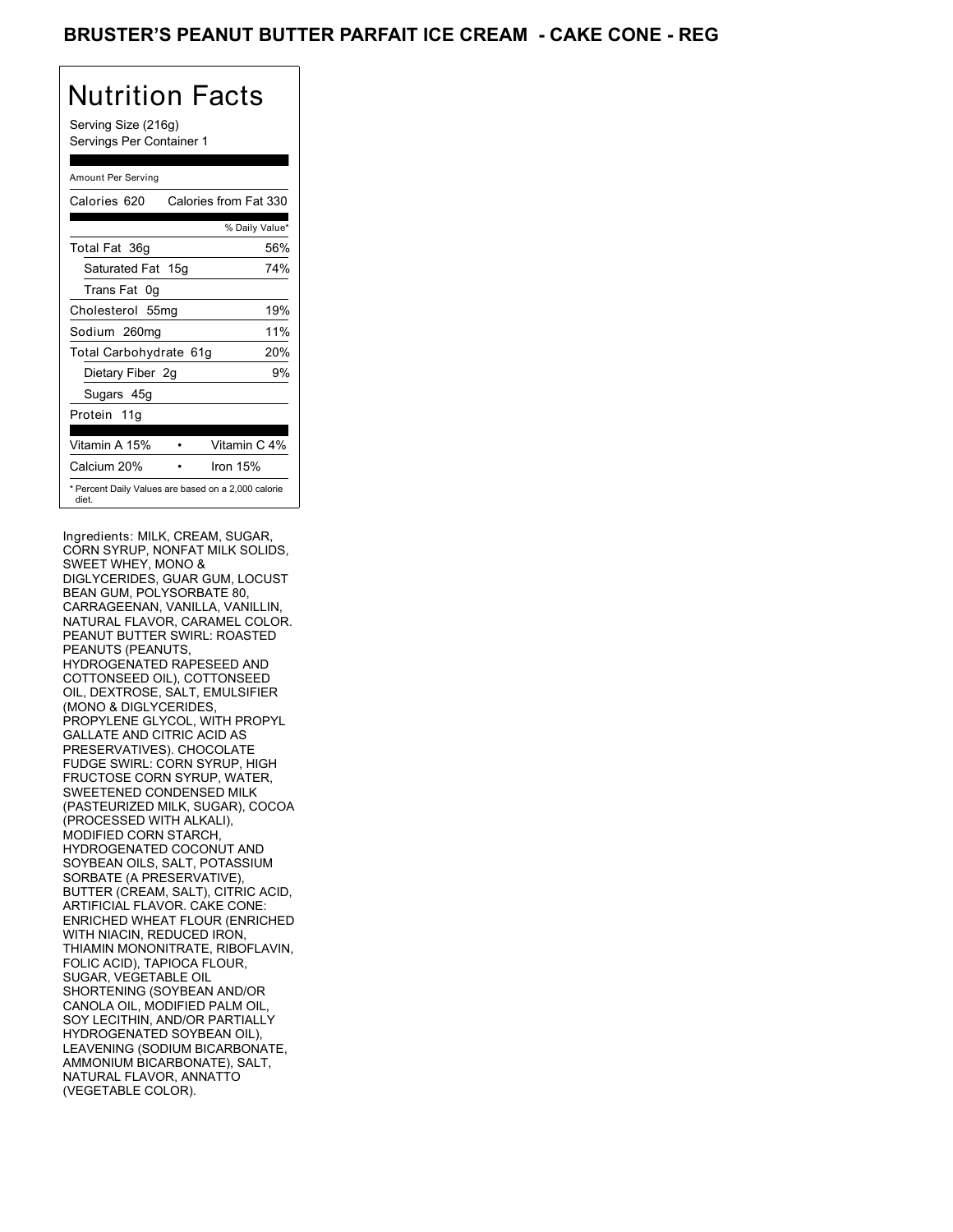# BRUSTER'S PEANUT BUTTER PARFAIT ICE CREAM - CAKE CONE - REG

## Nutrition Facts

Serving Size (216g)
Servings Per Container 1

| Amount Per Serving | |
|---|---|
| Calories 620 | Calories from Fat 330 |
| | % Daily Value* |
| Total Fat 36g | 56% |
| Saturated Fat 15g | 74% |
| Trans Fat 0g | |
| Cholesterol 55mg | 19% |
| Sodium 260mg | 11% |
| Total Carbohydrate 61g | 20% |
| Dietary Fiber 2g | 9% |
| Sugars 45g | |
| Protein 11g | |
| Vitamin A 15% | Vitamin C 4% |
| Calcium 20% | Iron 15% |

* Percent Daily Values are based on a 2,000 calorie diet.

Ingredients: MILK, CREAM, SUGAR, CORN SYRUP, NONFAT MILK SOLIDS, SWEET WHEY, MONO & DIGLYCERIDES, GUAR GUM, LOCUST BEAN GUM, POLYSORBATE 80, CARRAGEENAN, VANILLA, VANILLIN, NATURAL FLAVOR, CARAMEL COLOR. PEANUT BUTTER SWIRL: ROASTED PEANUTS (PEANUTS, HYDROGENATED RAPESEED AND COTTONSEED OIL), COTTONSEED OIL, DEXTROSE, SALT, EMULSIFIER (MONO & DIGLYCERIDES, PROPYLENE GLYCOL, WITH PROPYL GALLATE AND CITRIC ACID AS PRESERVATIVES). CHOCOLATE FUDGE SWIRL: CORN SYRUP, HIGH FRUCTOSE CORN SYRUP, WATER, SWEETENED CONDENSED MILK (PASTEURIZED MILK, SUGAR), COCOA (PROCESSED WITH ALKALI), MODIFIED CORN STARCH, HYDROGENATED COCONUT AND SOYBEAN OILS, SALT, POTASSIUM SORBATE (A PRESERVATIVE), BUTTER (CREAM, SALT), CITRIC ACID, ARTIFICIAL FLAVOR. CAKE CONE: ENRICHED WHEAT FLOUR (ENRICHED WITH NIACIN, REDUCED IRON, THIAMIN MONONITRATE, RIBOFLAVIN, FOLIC ACID), TAPIOCA FLOUR, SUGAR, VEGETABLE OIL SHORTENING (SOYBEAN AND/OR CANOLA OIL, MODIFIED PALM OIL, SOY LECITHIN, AND/OR PARTIALLY HYDROGENATED SOYBEAN OIL), LEAVENING (SODIUM BICARBONATE, AMMONIUM BICARBONATE), SALT, NATURAL FLAVOR, ANNATTO (VEGETABLE COLOR).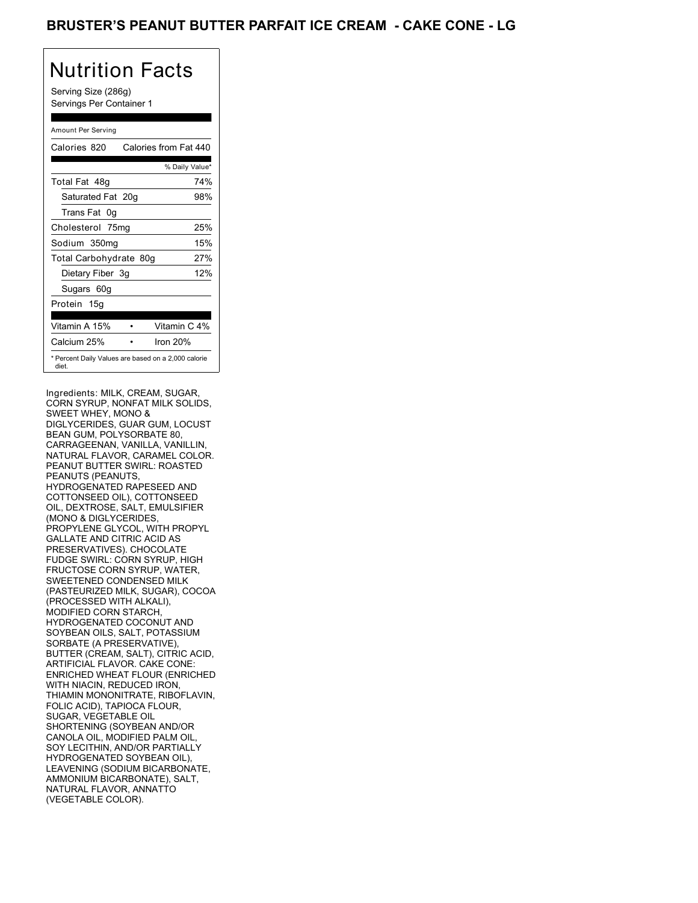# BRUSTER'S PEANUT BUTTER PARFAIT ICE CREAM - CAKE CONE - LG

## Nutrition Facts

Serving Size (286g)
Servings Per Container 1

| Amount Per Serving | |
|---|---|
| Calories 820 | Calories from Fat 440 |
| | % Daily Value* |
| Total Fat 48g | 74% |
| Saturated Fat 20g | 98% |
| Trans Fat 0g | |
| Cholesterol 75mg | 25% |
| Sodium 350mg | 15% |
| Total Carbohydrate 80g | 27% |
| Dietary Fiber 3g | 12% |
| Sugars 60g | |
| Protein 15g | |
| Vitamin A 15% | Vitamin C 4% |
| Calcium 25% | Iron 20% |

* Percent Daily Values are based on a 2,000 calorie diet.

Ingredients: MILK, CREAM, SUGAR, CORN SYRUP, NONFAT MILK SOLIDS, SWEET WHEY, MONO & DIGLYCERIDES, GUAR GUM, LOCUST BEAN GUM, POLYSORBATE 80, CARRAGEENAN, VANILLA, VANILLIN, NATURAL FLAVOR, CARAMEL COLOR. PEANUT BUTTER SWIRL: ROASTED PEANUTS (PEANUTS, HYDROGENATED RAPESEED AND COTTONSEED OIL), COTTONSEED OIL, DEXTROSE, SALT, EMULSIFIER (MONO & DIGLYCERIDES, PROPYLENE GLYCOL, WITH PROPYL GALLATE AND CITRIC ACID AS PRESERVATIVES). CHOCOLATE FUDGE SWIRL: CORN SYRUP, HIGH FRUCTOSE CORN SYRUP, WATER, SWEETENED CONDENSED MILK (PASTEURIZED MILK, SUGAR), COCOA (PROCESSED WITH ALKALI), MODIFIED CORN STARCH, HYDROGENATED COCONUT AND SOYBEAN OILS, SALT, POTASSIUM SORBATE (A PRESERVATIVE), BUTTER (CREAM, SALT), CITRIC ACID, ARTIFICIAL FLAVOR. CAKE CONE: ENRICHED WHEAT FLOUR (ENRICHED WITH NIACIN, REDUCED IRON, THIAMIN MONONITRATE, RIBOFLAVIN, FOLIC ACID), TAPIOCA FLOUR, SUGAR, VEGETABLE OIL SHORTENING (SOYBEAN AND/OR CANOLA OIL, MODIFIED PALM OIL, SOY LECITHIN, AND/OR PARTIALLY HYDROGENATED SOYBEAN OIL), LEAVENING (SODIUM BICARBONATE, AMMONIUM BICARBONATE), SALT, NATURAL FLAVOR, ANNATTO (VEGETABLE COLOR).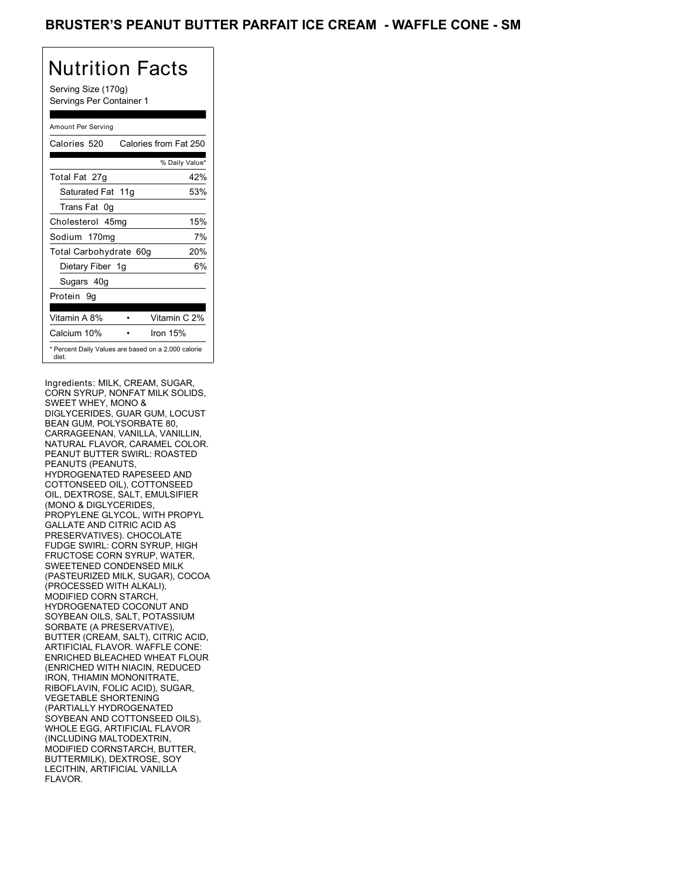# BRUSTER'S PEANUT BUTTER PARFAIT ICE CREAM - WAFFLE CONE - SM

## Nutrition Facts

Serving Size (170g)
Servings Per Container 1

| Amount Per Serving | |
|---|---|
| Calories 520 | Calories from Fat 250 |
| | % Daily Value* |
| Total Fat 27g | 42% |
| Saturated Fat 11g | 53% |
| Trans Fat 0g | |
| Cholesterol 45mg | 15% |
| Sodium 170mg | 7% |
| Total Carbohydrate 60g | 20% |
| Dietary Fiber 1g | 6% |
| Sugars 40g | |
| Protein 9g | |
| Vitamin A 8% | Vitamin C 2% |
| Calcium 10% | Iron 15% |

* Percent Daily Values are based on a 2,000 calorie diet.

Ingredients: MILK, CREAM, SUGAR, CORN SYRUP, NONFAT MILK SOLIDS, SWEET WHEY, MONO & DIGLYCERIDES, GUAR GUM, LOCUST BEAN GUM, POLYSORBATE 80, CARRAGEENAN, VANILLA, VANILLIN, NATURAL FLAVOR, CARAMEL COLOR. PEANUT BUTTER SWIRL: ROASTED PEANUTS (PEANUTS, HYDROGENATED RAPESEED AND COTTONSEED OIL), COTTONSEED OIL, DEXTROSE, SALT, EMULSIFIER (MONO & DIGLYCERIDES, PROPYLENE GLYCOL, WITH PROPYL GALLATE AND CITRIC ACID AS PRESERVATIVES). CHOCOLATE FUDGE SWIRL: CORN SYRUP, HIGH FRUCTOSE CORN SYRUP, WATER, SWEETENED CONDENSED MILK (PASTEURIZED MILK, SUGAR), COCOA (PROCESSED WITH ALKALI), MODIFIED CORN STARCH, HYDROGENATED COCONUT AND SOYBEAN OILS, SALT, POTASSIUM SORBATE (A PRESERVATIVE), BUTTER (CREAM, SALT), CITRIC ACID, ARTIFICIAL FLAVOR. WAFFLE CONE: ENRICHED BLEACHED WHEAT FLOUR (ENRICHED WITH NIACIN, REDUCED IRON, THIAMIN MONONITRATE, RIBOFLAVIN, FOLIC ACID), SUGAR, VEGETABLE SHORTENING (PARTIALLY HYDROGENATED SOYBEAN AND COTTONSEED OILS), WHOLE EGG, ARTIFICIAL FLAVOR (INCLUDING MALTODEXTRIN, MODIFIED CORNSTARCH, BUTTER, BUTTERMILK), DEXTROSE, SOY LECITHIN, ARTIFICIAL VANILLA FLAVOR.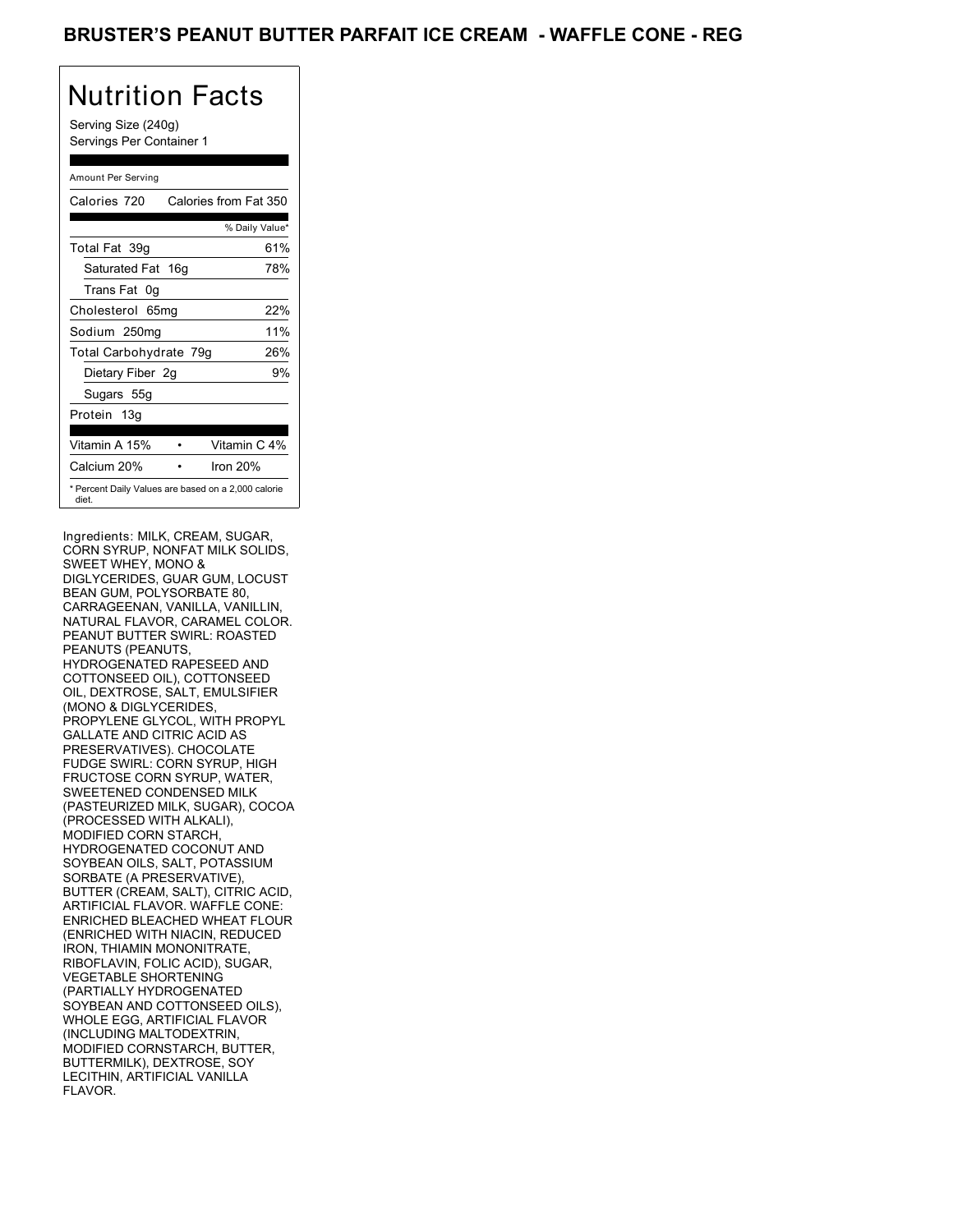# BRUSTER'S PEANUT BUTTER PARFAIT ICE CREAM - WAFFLE CONE - REG

## Nutrition Facts

Serving Size (240g)
Servings Per Container 1

Amount Per Serving

| Calories 720 | Calories from Fat 350 |
|---|---|
| | % Daily Value* |
| Total Fat 39g | 61% |
| Saturated Fat 16g | 78% |
| Trans Fat 0g | |
| Cholesterol 65mg | 22% |
| Sodium 250mg | 11% |
| Total Carbohydrate 79g | 26% |
| Dietary Fiber 2g | 9% |
| Sugars 55g | |
| Protein 13g | |
| Vitamin A 15% • | Vitamin C 4% |
| Calcium 20% • | Iron 20% |

* Percent Daily Values are based on a 2,000 calorie diet.

Ingredients: MILK, CREAM, SUGAR, CORN SYRUP, NONFAT MILK SOLIDS, SWEET WHEY, MONO & DIGLYCERIDES, GUAR GUM, LOCUST BEAN GUM, POLYSORBATE 80, CARRAGEENAN, VANILLA, VANILLIN, NATURAL FLAVOR, CARAMEL COLOR. PEANUT BUTTER SWIRL: ROASTED PEANUTS (PEANUTS, HYDROGENATED RAPESEED AND COTTONSEED OIL), COTTONSEED OIL, DEXTROSE, SALT, EMULSIFIER (MONO & DIGLYCERIDES, PROPYLENE GLYCOL, WITH PROPYL GALLATE AND CITRIC ACID AS PRESERVATIVES). CHOCOLATE FUDGE SWIRL: CORN SYRUP, HIGH FRUCTOSE CORN SYRUP, WATER, SWEETENED CONDENSED MILK (PASTEURIZED MILK, SUGAR), COCOA (PROCESSED WITH ALKALI), MODIFIED CORN STARCH, HYDROGENATED COCONUT AND SOYBEAN OILS, SALT, POTASSIUM SORBATE (A PRESERVATIVE), BUTTER (CREAM, SALT), CITRIC ACID, ARTIFICIAL FLAVOR. WAFFLE CONE: ENRICHED BLEACHED WHEAT FLOUR (ENRICHED WITH NIACIN, REDUCED IRON, THIAMIN MONONITRATE, RIBOFLAVIN, FOLIC ACID), SUGAR, VEGETABLE SHORTENING (PARTIALLY HYDROGENATED SOYBEAN AND COTTONSEED OILS), WHOLE EGG, ARTIFICIAL FLAVOR (INCLUDING MALTODEXTRIN, MODIFIED CORNSTARCH, BUTTER, BUTTERMILK), DEXTROSE, SOY LECITHIN, ARTIFICIAL VANILLA FLAVOR.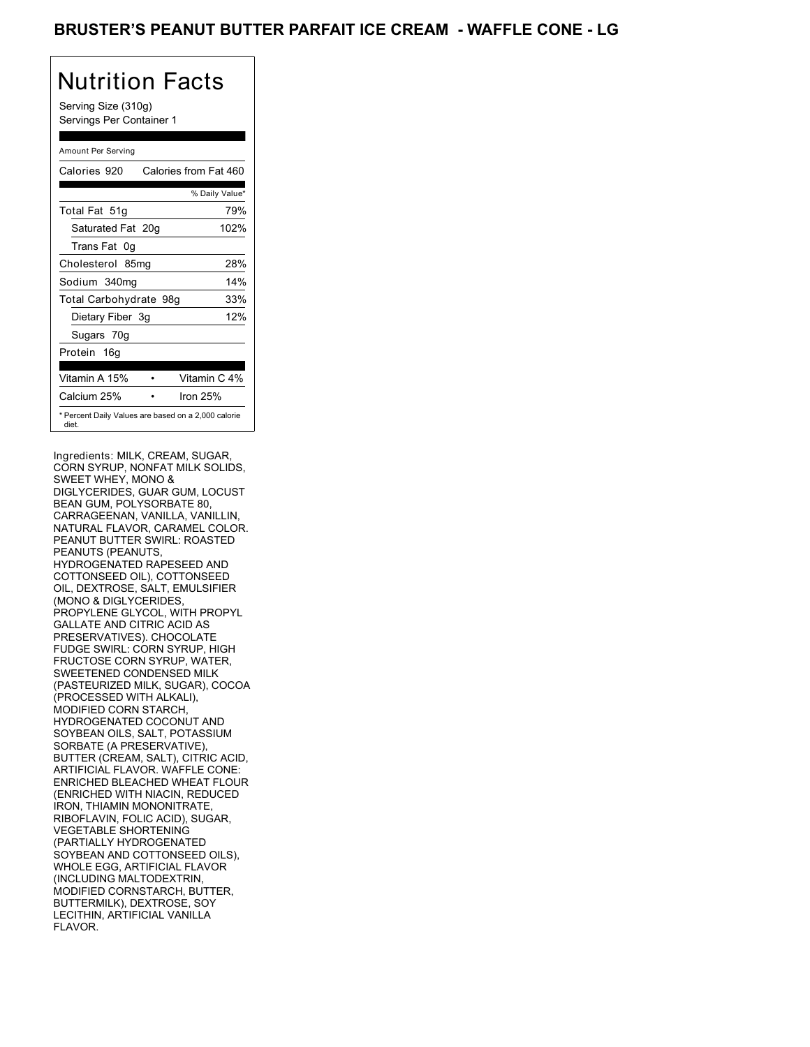# BRUSTER'S PEANUT BUTTER PARFAIT ICE CREAM - WAFFLE CONE - LG

## Nutrition Facts

Serving Size (310g)
Servings Per Container 1

Amount Per Serving

| | |
|---|---|
| Calories 920 | Calories from Fat 460 |
| | % Daily Value* |
| Total Fat 51g | 79% |
| Saturated Fat 20g | 102% |
| Trans Fat 0g | |
| Cholesterol 85mg | 28% |
| Sodium 340mg | 14% |
| Total Carbohydrate 98g | 33% |
| Dietary Fiber 3g | 12% |
| Sugars 70g | |
| Protein 16g | |
| Vitamin A 15% | Vitamin C 4% |
| Calcium 25% | Iron 25% |

* Percent Daily Values are based on a 2,000 calorie diet.

Ingredients: MILK, CREAM, SUGAR, CORN SYRUP, NONFAT MILK SOLIDS, SWEET WHEY, MONO & DIGLYCERIDES, GUAR GUM, LOCUST BEAN GUM, POLYSORBATE 80, CARRAGEENAN, VANILLA, VANILLIN, NATURAL FLAVOR, CARAMEL COLOR. PEANUT BUTTER SWIRL: ROASTED PEANUTS (PEANUTS, HYDROGENATED RAPESEED AND COTTONSEED OIL), COTTONSEED OIL, DEXTROSE, SALT, EMULSIFIER (MONO & DIGLYCERIDES, PROPYLENE GLYCOL, WITH PROPYL GALLATE AND CITRIC ACID AS PRESERVATIVES). CHOCOLATE FUDGE SWIRL: CORN SYRUP, HIGH FRUCTOSE CORN SYRUP, WATER, SWEETENED CONDENSED MILK (PASTEURIZED MILK, SUGAR), COCOA (PROCESSED WITH ALKALI), MODIFIED CORN STARCH, HYDROGENATED COCONUT AND SOYBEAN OILS, SALT, POTASSIUM SORBATE (A PRESERVATIVE), BUTTER (CREAM, SALT), CITRIC ACID, ARTIFICIAL FLAVOR. WAFFLE CONE: ENRICHED BLEACHED WHEAT FLOUR (ENRICHED WITH NIACIN, REDUCED IRON, THIAMIN MONONITRATE, RIBOFLAVIN, FOLIC ACID), SUGAR, VEGETABLE SHORTENING (PARTIALLY HYDROGENATED SOYBEAN AND COTTONSEED OILS), WHOLE EGG, ARTIFICIAL FLAVOR (INCLUDING MALTODEXTRIN, MODIFIED CORNSTARCH, BUTTER, BUTTERMILK), DEXTROSE, SOY LECITHIN, ARTIFICIAL VANILLA FLAVOR.